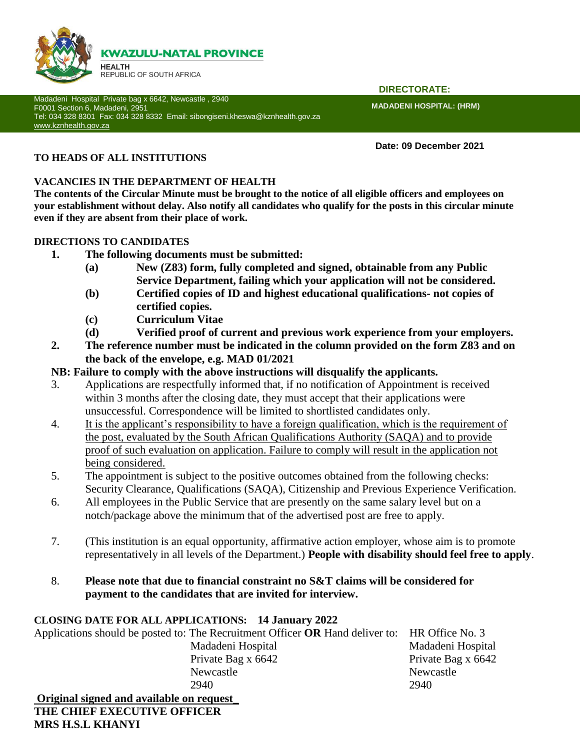**KWAZULU-NATAL PROVINCE**

HEALTH
REPUBLIC OF SOUTH AFRICA

Madadeni Hospital Private bag x 6642, Newcastle , 2940
F0001 Section 6, Madadeni, 2951
Tel: 034 328 8301 Fax: 034 328 8332 Email: sibongiseni.kheswa@kznhealth.gov.za
www.kznhealth.gov.za

**DIRECTORATE:**

**MADADENI HOSPITAL: (HRM)**

**Date: 09 December 2021**

**TO HEADS OF ALL INSTITUTIONS**

**VACANCIES IN THE DEPARTMENT OF HEALTH**

**The contents of the Circular Minute must be brought to the notice of all eligible officers and employees on your establishment without delay. Also notify all candidates who qualify for the posts in this circular minute even if they are absent from their place of work.**

**DIRECTIONS TO CANDIDATES**

1. **The following documents must be submitted:**
   - **(a) New (Z83) form, fully completed and signed, obtainable from any Public Service Department, failing which your application will not be considered.**
   - **(b) Certified copies of ID and highest educational qualifications- not copies of certified copies.**
   - **(c) Curriculum Vitae**
   - **(d) Verified proof of current and previous work experience from your employers.**
2. **The reference number must be indicated in the column provided on the form Z83 and on the back of the envelope, e.g. MAD 01/2021**

**NB: Failure to comply with the above instructions will disqualify the applicants.**

3. Applications are respectfully informed that, if no notification of Appointment is received within 3 months after the closing date, they must accept that their applications were unsuccessful. Correspondence will be limited to shortlisted candidates only.
4. <u>It is the applicant's responsibility to have a foreign qualification, which is the requirement of the post, evaluated by the South African Qualifications Authority (SAQA) and to provide proof of such evaluation on application. Failure to comply will result in the application not being considered.</u>
5. The appointment is subject to the positive outcomes obtained from the following checks: Security Clearance, Qualifications (SAQA), Citizenship and Previous Experience Verification.
6. All employees in the Public Service that are presently on the same salary level but on a notch/package above the minimum that of the advertised post are free to apply.
7. (This institution is an equal opportunity, affirmative action employer, whose aim is to promote representatively in all levels of the Department.) **People with disability should feel free to apply**.
8. **Please note that due to financial constraint no S&T claims will be considered for payment to the candidates that are invited for interview.**

**CLOSING DATE FOR ALL APPLICATIONS: 14 January 2022**

Applications should be posted to: The Recruitment Officer **OR** Hand deliver to: HR Office No. 3

| Posted to | Hand deliver to |
|---|---|
| The Recruitment Officer | HR Office No. 3 |
| Madadeni Hospital | Madadeni Hospital |
| Private Bag x 6642 | Private Bag x 6642 |
| Newcastle | Newcastle |
| 2940 | 2940 |

**<u>Original signed and available on request</u>**

**THE CHIEF EXECUTIVE OFFICER**

**MRS H.S.L KHANYI**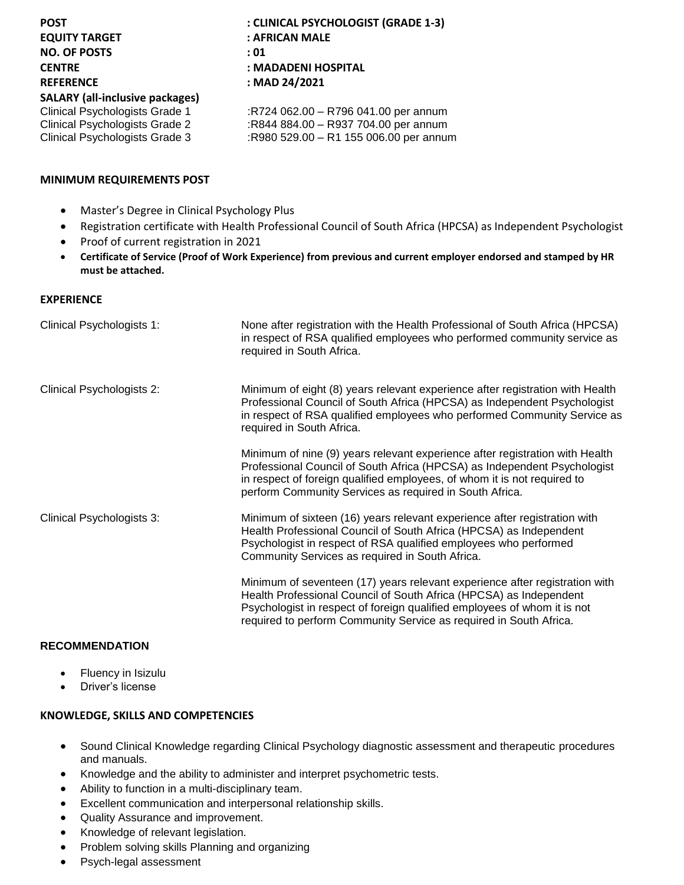**POST** : **CLINICAL PSYCHOLOGIST (GRADE 1-3)**
**EQUITY TARGET** : **AFRICAN MALE**
**NO. OF POSTS** : **01**
**CENTRE** : **MADADENI HOSPITAL**
**REFERENCE** : **MAD 24/2021**

**SALARY (all-inclusive packages)**

| | |
|---|---|
| Clinical Psychologists Grade 1 | :R724 062.00 – R796 041.00 per annum |
| Clinical Psychologists Grade 2 | :R844 884.00 – R937 704.00 per annum |
| Clinical Psychologists Grade 3 | :R980 529.00 – R1 155 006.00 per annum |

**MINIMUM REQUIREMENTS POST**

- Master's Degree in Clinical Psychology Plus
- Registration certificate with Health Professional Council of South Africa (HPCSA) as Independent Psychologist
- Proof of current registration in 2021
- **Certificate of Service (Proof of Work Experience) from previous and current employer endorsed and stamped by HR must be attached.**

**EXPERIENCE**

| | |
|---|---|
| Clinical Psychologists 1: | None after registration with the Health Professional of South Africa (HPCSA) in respect of RSA qualified employees who performed community service as required in South Africa. |
| Clinical Psychologists 2: | Minimum of eight (8) years relevant experience after registration with Health Professional Council of South Africa (HPCSA) as Independent Psychologist in respect of RSA qualified employees who performed Community Service as required in South Africa.<br><br>Minimum of nine (9) years relevant experience after registration with Health Professional Council of South Africa (HPCSA) as Independent Psychologist in respect of foreign qualified employees, of whom it is not required to perform Community Services as required in South Africa. |
| Clinical Psychologists 3: | Minimum of sixteen (16) years relevant experience after registration with Health Professional Council of South Africa (HPCSA) as Independent Psychologist in respect of RSA qualified employees who performed Community Services as required in South Africa.<br><br>Minimum of seventeen (17) years relevant experience after registration with Health Professional Council of South Africa (HPCSA) as Independent Psychologist in respect of foreign qualified employees of whom it is not required to perform Community Service as required in South Africa. |

**RECOMMENDATION**

- Fluency in Isizulu
- Driver's license

**KNOWLEDGE, SKILLS AND COMPETENCIES**

- Sound Clinical Knowledge regarding Clinical Psychology diagnostic assessment and therapeutic procedures and manuals.
- Knowledge and the ability to administer and interpret psychometric tests.
- Ability to function in a multi-disciplinary team.
- Excellent communication and interpersonal relationship skills.
- Quality Assurance and improvement.
- Knowledge of relevant legislation.
- Problem solving skills Planning and organizing
- Psych-legal assessment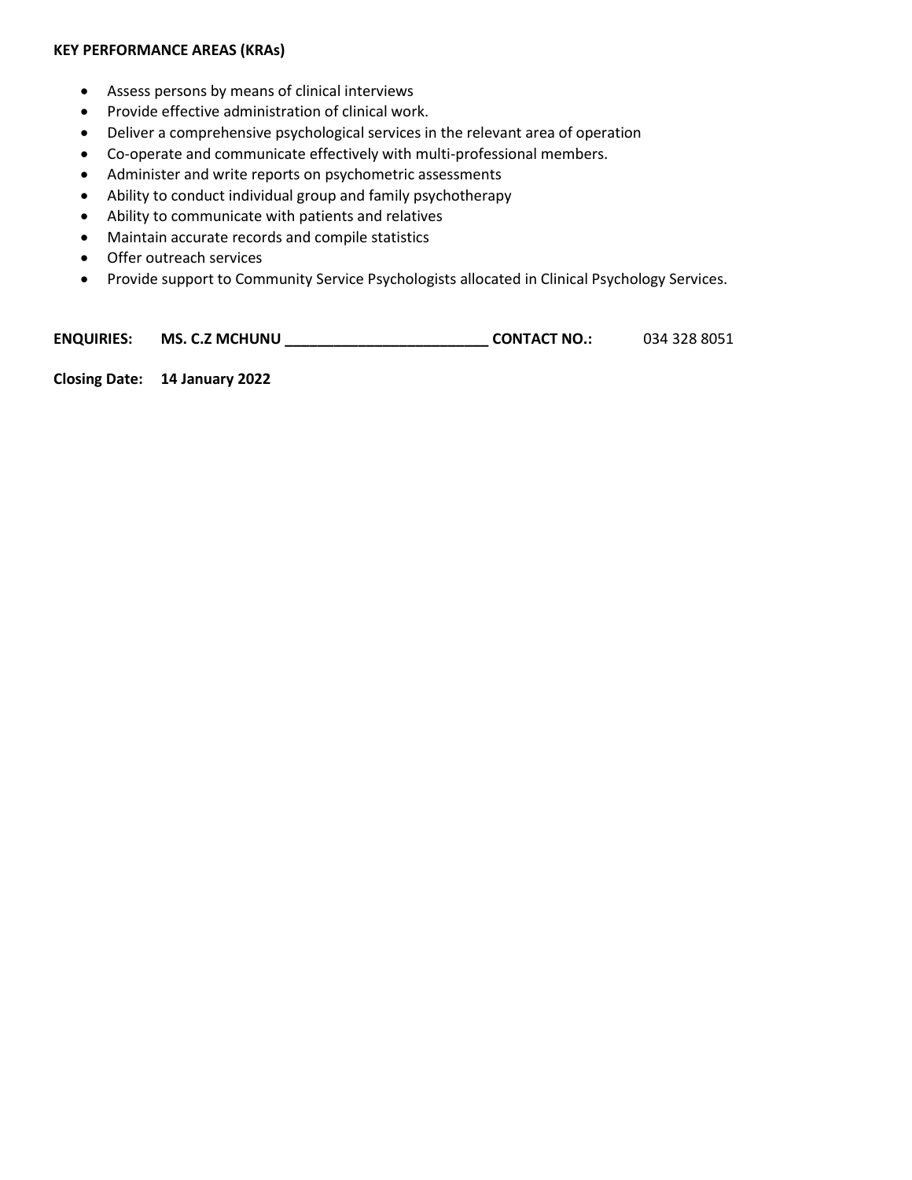**KEY PERFORMANCE AREAS (KRAs)**

- Assess persons by means of clinical interviews
- Provide effective administration of clinical work.
- Deliver a comprehensive psychological services in the relevant area of operation
- Co-operate and communicate effectively with multi-professional members.
- Administer and write reports on psychometric assessments
- Ability to conduct individual group and family psychotherapy
- Ability to communicate with patients and relatives
- Maintain accurate records and compile statistics
- Offer outreach services
- Provide support to Community Service Psychologists allocated in Clinical Psychology Services.

**ENQUIRIES:** **MS. C.Z MCHUNU ________________________ CONTACT NO.:** 034 328 8051

**Closing Date: 14 January 2022**